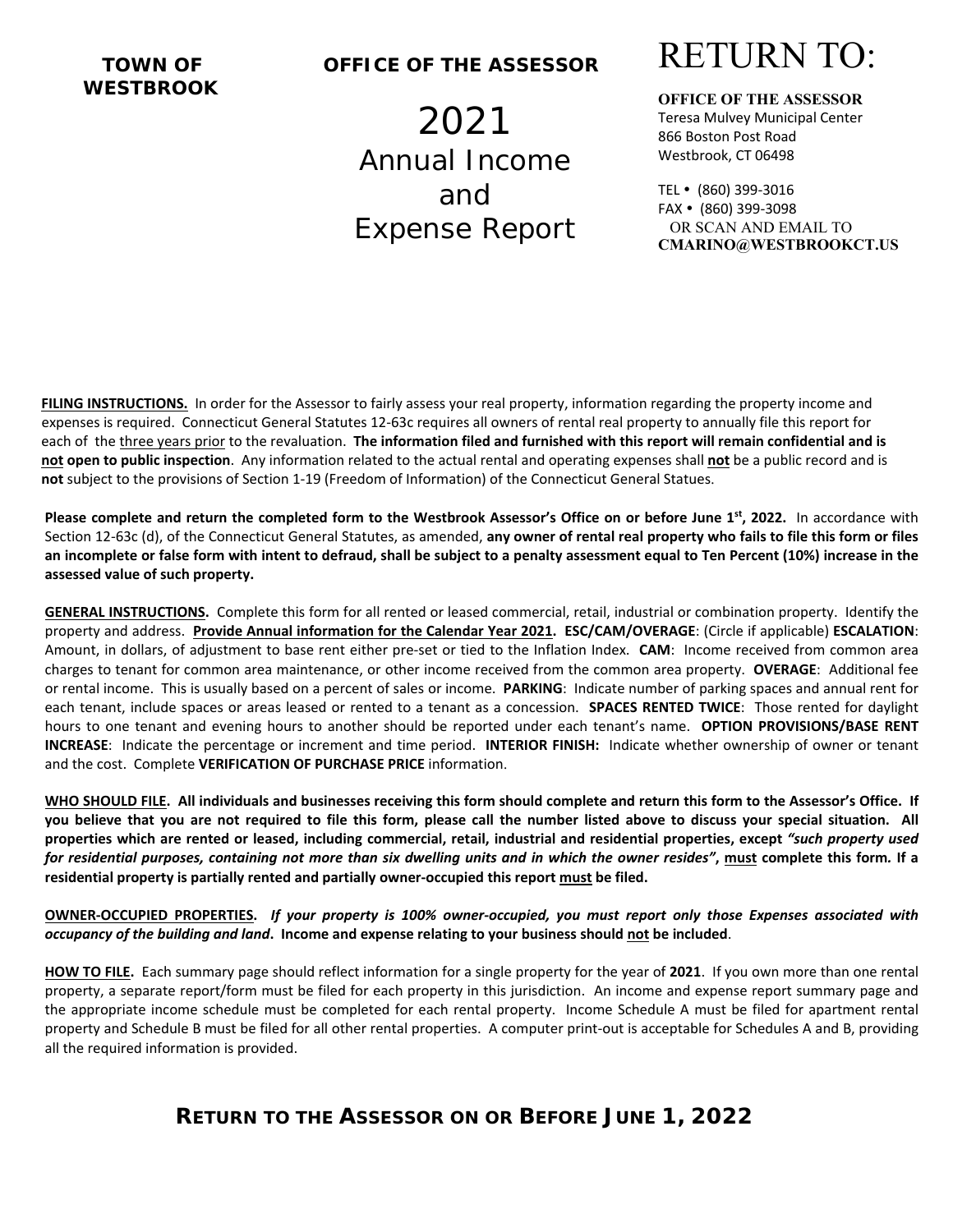**TOWN OF WESTBROOK**

**OFFICE OF THE ASSESSOR**

# 2021 Annual Income and Expense Report

# RETURN TO:

**OFFICE OF THE ASSESSOR**
Teresa Mulvey Municipal Center
866 Boston Post Road
Westbrook, CT 06498

TEL • (860) 399-3016
FAX • (860) 399-3098
OR SCAN AND EMAIL TO
**CMARINO@WESTBROOKCT.US**

**FILING INSTRUCTIONS.** In order for the Assessor to fairly assess your real property, information regarding the property income and expenses is required. Connecticut General Statutes 12-63c requires all owners of rental real property to annually file this report for each of the three years prior to the revaluation. **The information filed and furnished with this report will remain confidential and is not open to public inspection**. Any information related to the actual rental and operating expenses shall **not** be a public record and is **not** subject to the provisions of Section 1-19 (Freedom of Information) of the Connecticut General Statues.

**Please complete and return the completed form to the Westbrook Assessor's Office on or before June 1st, 2022.** In accordance with Section 12-63c (d), of the Connecticut General Statutes, as amended, **any owner of rental real property who fails to file this form or files an incomplete or false form with intent to defraud, shall be subject to a penalty assessment equal to Ten Percent (10%) increase in the assessed value of such property.**

**GENERAL INSTRUCTIONS.** Complete this form for all rented or leased commercial, retail, industrial or combination property. Identify the property and address. **Provide Annual information for the Calendar Year 2021. ESC/CAM/OVERAGE**: (Circle if applicable) **ESCALATION**: Amount, in dollars, of adjustment to base rent either pre-set or tied to the Inflation Index. **CAM**: Income received from common area charges to tenant for common area maintenance, or other income received from the common area property. **OVERAGE**: Additional fee or rental income. This is usually based on a percent of sales or income. **PARKING**: Indicate number of parking spaces and annual rent for each tenant, include spaces or areas leased or rented to a tenant as a concession. **SPACES RENTED TWICE**: Those rented for daylight hours to one tenant and evening hours to another should be reported under each tenant's name. **OPTION PROVISIONS/BASE RENT INCREASE**: Indicate the percentage or increment and time period. **INTERIOR FINISH:** Indicate whether ownership of owner or tenant and the cost. Complete **VERIFICATION OF PURCHASE PRICE** information.

**WHO SHOULD FILE. All individuals and businesses receiving this form should complete and return this form to the Assessor's Office. If you believe that you are not required to file this form, please call the number listed above to discuss your special situation. All properties which are rented or leased, including commercial, retail, industrial and residential properties, except *"such property used for residential purposes, containing not more than six dwelling units and in which the owner resides"*, must complete this form. If a residential property is partially rented and partially owner-occupied this report must be filed.**

**OWNER-OCCUPIED PROPERTIES.** ***If your property is 100% owner-occupied, you must report only those Expenses associated with occupancy of the building and land*. Income and expense relating to your business should not be included**.

**HOW TO FILE.** Each summary page should reflect information for a single property for the year of **2021**. If you own more than one rental property, a separate report/form must be filed for each property in this jurisdiction. An income and expense report summary page and the appropriate income schedule must be completed for each rental property. Income Schedule A must be filed for apartment rental property and Schedule B must be filed for all other rental properties. A computer print-out is acceptable for Schedules A and B, providing all the required information is provided.

## RETURN TO THE ASSESSOR ON OR BEFORE JUNE 1, 2022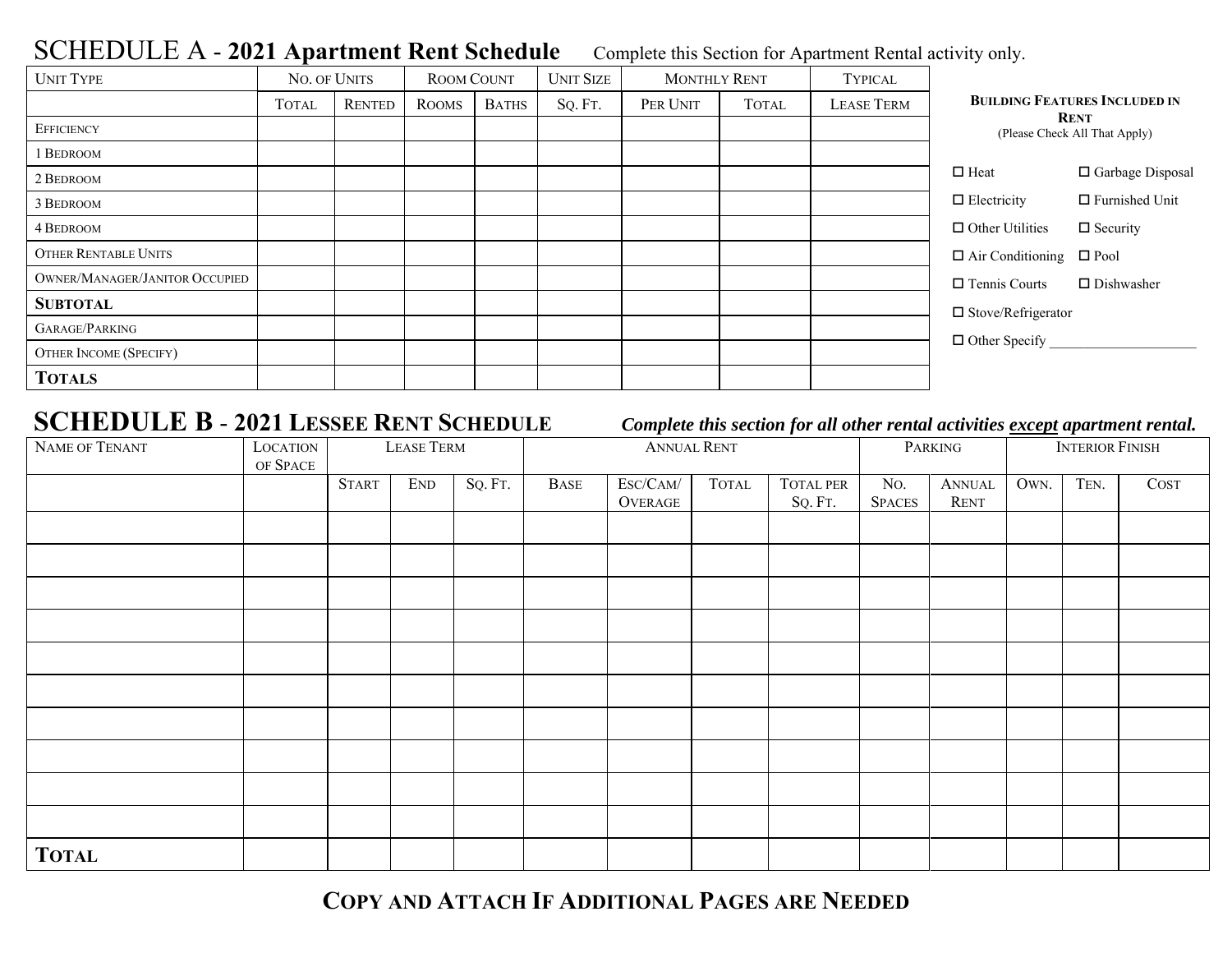## SCHEDULE A - 2021 Apartment Rent Schedule

Complete this Section for Apartment Rental activity only.

| Unit Type | No. of Units | | Room Count | | Unit Size | Monthly Rent | | Typical |
|---|---|---|---|---|---|---|---|---|
| | Total | Rented | Rooms | Baths | Sq. Ft. | Per Unit | Total | Lease Term |
| Efficiency | | | | | | | | |
| 1 Bedroom | | | | | | | | |
| 2 Bedroom | | | | | | | | |
| 3 Bedroom | | | | | | | | |
| 4 Bedroom | | | | | | | | |
| Other Rentable Units | | | | | | | | |
| Owner/Manager/Janitor Occupied | | | | | | | | |
| **Subtotal** | | | | | | | | |
| Garage/Parking | | | | | | | | |
| Other Income (Specify) | | | | | | | | |
| **Totals** | | | | | | | | |

**Building Features Included in Rent**
(Please Check All That Apply)

- ☐ Heat
- ☐ Garbage Disposal
- ☐ Electricity
- ☐ Furnished Unit
- ☐ Other Utilities
- ☐ Security
- ☐ Air Conditioning
- ☐ Pool
- ☐ Tennis Courts
- ☐ Dishwasher
- ☐ Stove/Refrigerator
- ☐ Other Specify ____________________

## SCHEDULE B - 2021 Lessee Rent Schedule

***Complete this section for all other rental activities except apartment rental.***

| Name of Tenant | Location of Space | Lease Term | | | Annual Rent | | | | Parking | | Interior Finish | | |
|---|---|---|---|---|---|---|---|---|---|---|---|---|---|
| | | Start | End | Sq. Ft. | Base | Esc/Cam/ Overage | Total | Total per Sq. Ft. | No. Spaces | Annual Rent | Own. | Ten. | Cost |
| | | | | | | | | | | | | | |
| | | | | | | | | | | | | | |
| | | | | | | | | | | | | | |
| | | | | | | | | | | | | | |
| | | | | | | | | | | | | | |
| | | | | | | | | | | | | | |
| | | | | | | | | | | | | | |
| | | | | | | | | | | | | | |
| | | | | | | | | | | | | | |
| | | | | | | | | | | | | | |
| **Total** | | | | | | | | | | | | | |

**Copy and Attach If Additional Pages are Needed**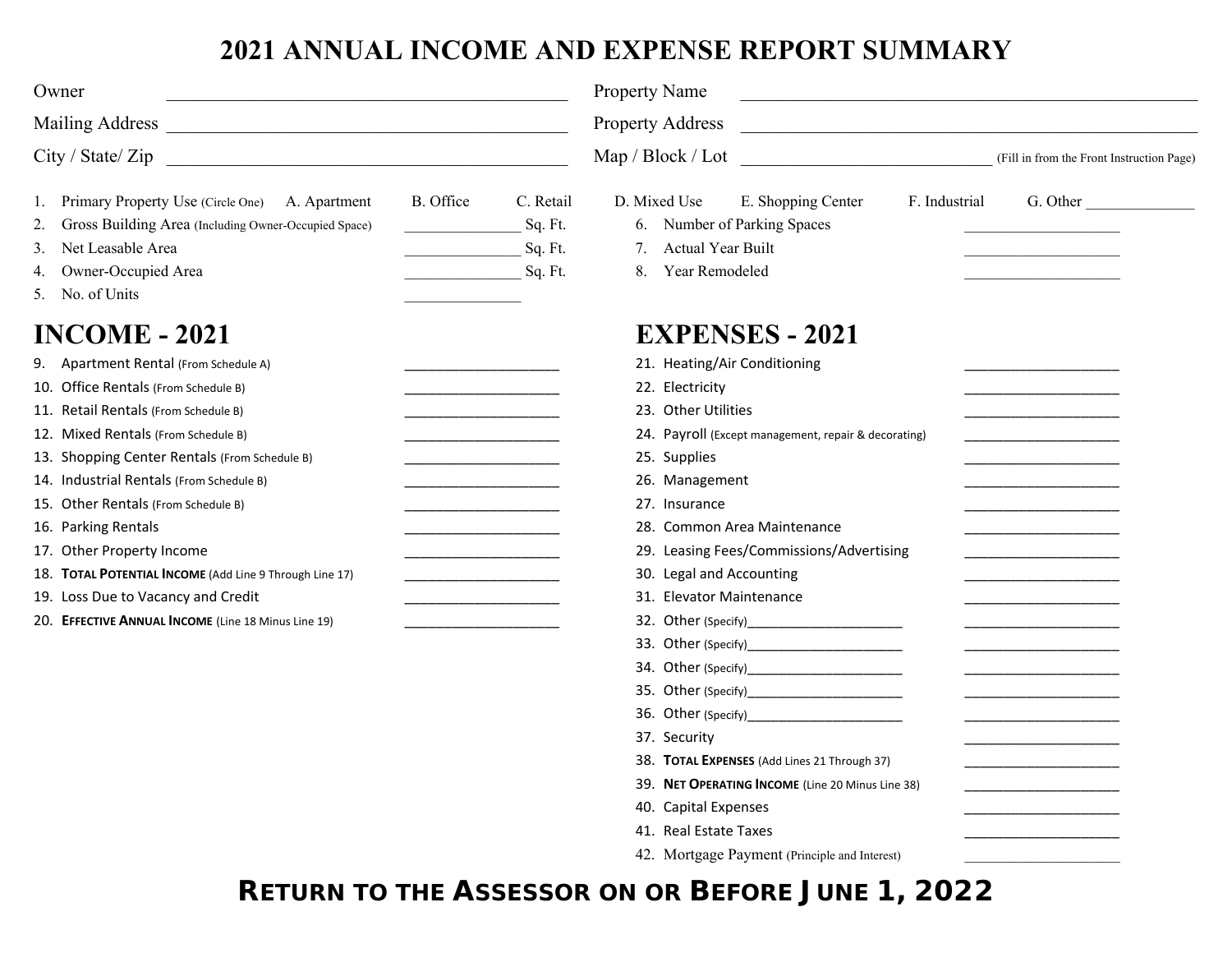# 2021 ANNUAL INCOME AND EXPENSE REPORT SUMMARY

Owner ____________________________________________

Mailing Address ____________________________________________

City / State/ Zip ____________________________________________

Property Name ____________________________________________

Property Address ____________________________________________

Map / Block / Lot ____________________________ (Fill in from the Front Instruction Page)

1. Primary Property Use (Circle One) A. Apartment B. Office C. Retail D. Mixed Use E. Shopping Center F. Industrial G. Other _____________
2. Gross Building Area (Including Owner-Occupied Space) ______________ Sq. Ft.
3. Net Leasable Area ______________ Sq. Ft.
4. Owner-Occupied Area ______________ Sq. Ft.
5. No. of Units ______________
6. Number of Parking Spaces ___________________
7. Actual Year Built ___________________
8. Year Remodeled ___________________

## INCOME - 2021

9. Apartment Rental (From Schedule A) ___________________
10. Office Rentals (From Schedule B) ___________________
11. Retail Rentals (From Schedule B) ___________________
12. Mixed Rentals (From Schedule B) ___________________
13. Shopping Center Rentals (From Schedule B) ___________________
14. Industrial Rentals (From Schedule B) ___________________
15. Other Rentals (From Schedule B) ___________________
16. Parking Rentals ___________________
17. Other Property Income ___________________
18. **TOTAL POTENTIAL INCOME** (Add Line 9 Through Line 17) ___________________
19. Loss Due to Vacancy and Credit ___________________
20. **EFFECTIVE ANNUAL INCOME** (Line 18 Minus Line 19) ___________________

## EXPENSES - 2021

21. Heating/Air Conditioning ___________________
22. Electricity ___________________
23. Other Utilities ___________________
24. Payroll (Except management, repair & decorating) ___________________
25. Supplies ___________________
26. Management ___________________
27. Insurance ___________________
28. Common Area Maintenance ___________________
29. Leasing Fees/Commissions/Advertising ___________________
30. Legal and Accounting ___________________
31. Elevator Maintenance ___________________
32. Other (Specify)____________________ ___________________
33. Other (Specify)____________________ ___________________
34. Other (Specify)____________________ ___________________
35. Other (Specify)____________________ ___________________
36. Other (Specify)____________________ ___________________
37. Security ___________________
38. **TOTAL EXPENSES** (Add Lines 21 Through 37) ___________________
39. **NET OPERATING INCOME** (Line 20 Minus Line 38) ___________________
40. Capital Expenses ___________________
41. Real Estate Taxes ___________________
42. Mortgage Payment (Principle and Interest) ___________________

**RETURN TO THE ASSESSOR ON OR BEFORE JUNE 1, 2022**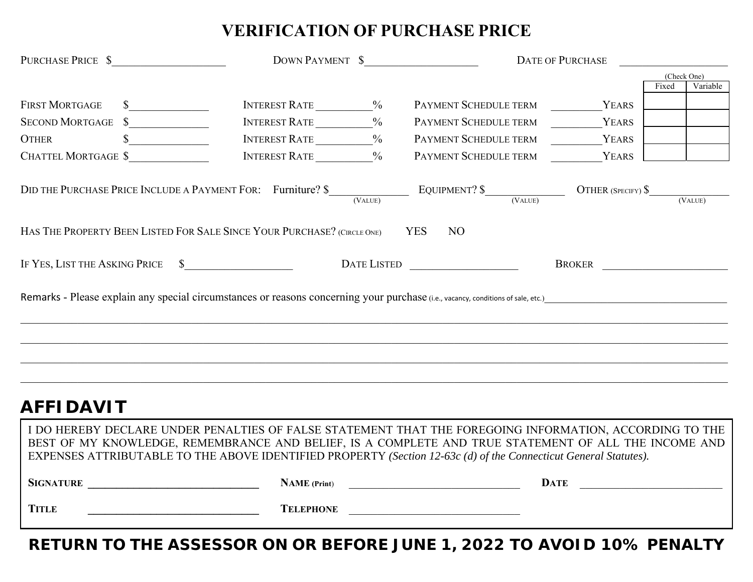# VERIFICATION OF PURCHASE PRICE

PURCHASE PRICE $____________________ DOWN PAYMENT $____________________ DATE OF PURCHASE ____________________

| | | | | (Check One) Fixed | Variable |
|---|---|---|---|---|---|
| FIRST MORTGAGE | $______________ | INTEREST RATE __________% | PAYMENT SCHEDULE TERM _________YEARS | | |
| SECOND MORTGAGE | $______________ | INTEREST RATE __________% | PAYMENT SCHEDULE TERM _________YEARS | | |
| OTHER | $______________ | INTEREST RATE __________% | PAYMENT SCHEDULE TERM _________YEARS | | |
| CHATTEL MORTGAGE | $______________ | INTEREST RATE __________% | PAYMENT SCHEDULE TERM _________YEARS | | |

DID THE PURCHASE PRICE INCLUDE A PAYMENT FOR: Furniture? $______________ (VALUE) EQUIPMENT? $______________ (VALUE) OTHER (SPECIFY) $______________ (VALUE)

HAS THE PROPERTY BEEN LISTED FOR SALE SINCE YOUR PURCHASE? (CIRCLE ONE) YES NO

IF YES, LIST THE ASKING PRICE $___________________ DATE LISTED ___________________ BROKER ______________________

Remarks - Please explain any special circumstances or reasons concerning your purchase (i.e., vacancy, conditions of sale, etc.)____________________________________

____________________________________________________________________________________________

____________________________________________________________________________________________

____________________________________________________________________________________________

____________________________________________________________________________________________

## AFFIDAVIT

I DO HEREBY DECLARE UNDER PENALTIES OF FALSE STATEMENT THAT THE FOREGOING INFORMATION, ACCORDING TO THE BEST OF MY KNOWLEDGE, REMEMBRANCE AND BELIEF, IS A COMPLETE AND TRUE STATEMENT OF ALL THE INCOME AND EXPENSES ATTRIBUTABLE TO THE ABOVE IDENTIFIED PROPERTY *(Section 12-63c (d) of the Connecticut General Statutes).*

**SIGNATURE** ______________________________ **NAME (Print)** ______________________________ **DATE** _________________________

**TITLE** ______________________________ **TELEPHONE** ______________________________

**RETURN TO THE ASSESSOR ON OR BEFORE JUNE 1, 2022 TO AVOID 10% PENALTY**